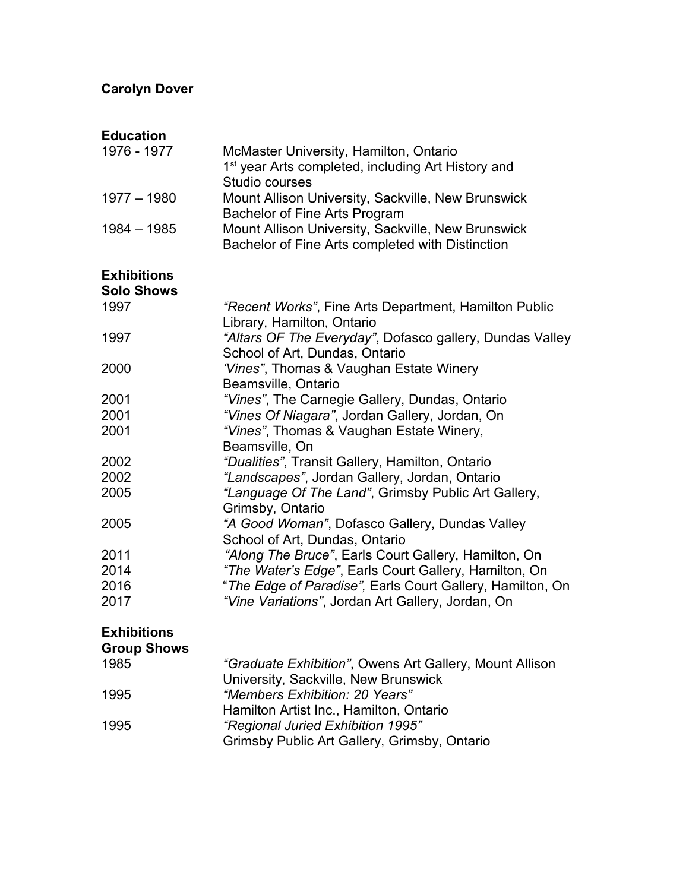**Carolyn Dover**

**Education**

1976 - 1977 McMaster University, Hamilton, Ontario
1st year Arts completed, including Art History and Studio courses

1977 – 1980 Mount Allison University, Sackville, New Brunswick
Bachelor of Fine Arts Program

1984 – 1985 Mount Allison University, Sackville, New Brunswick
Bachelor of Fine Arts completed with Distinction

**Exhibitions**
**Solo Shows**

1997 *"Recent Works"*, Fine Arts Department, Hamilton Public Library, Hamilton, Ontario

1997 *"Altars OF The Everyday"*, Dofasco gallery, Dundas Valley School of Art, Dundas, Ontario

2000 *'Vines"*, Thomas & Vaughan Estate Winery Beamsville, Ontario

2001 *"Vines"*, The Carnegie Gallery, Dundas, Ontario

2001 *"Vines Of Niagara"*, Jordan Gallery, Jordan, On

2001 *"Vines"*, Thomas & Vaughan Estate Winery, Beamsville, On

2002 *"Dualities"*, Transit Gallery, Hamilton, Ontario

2002 *"Landscapes"*, Jordan Gallery, Jordan, Ontario

2005 *"Language Of The Land"*, Grimsby Public Art Gallery, Grimsby, Ontario

2005 *"A Good Woman"*, Dofasco Gallery, Dundas Valley School of Art, Dundas, Ontario

2011 *"Along The Bruce"*, Earls Court Gallery, Hamilton, On

2014 *"The Water's Edge"*, Earls Court Gallery, Hamilton, On

2016 "*The Edge of Paradise",* Earls Court Gallery, Hamilton, On

2017 *"Vine Variations"*, Jordan Art Gallery, Jordan, On

**Exhibitions**
**Group Shows**

1985 *"Graduate Exhibition"*, Owens Art Gallery, Mount Allison University, Sackville, New Brunswick

1995 *"Members Exhibition: 20 Years"*
Hamilton Artist Inc., Hamilton, Ontario

1995 *"Regional Juried Exhibition 1995"*
Grimsby Public Art Gallery, Grimsby, Ontario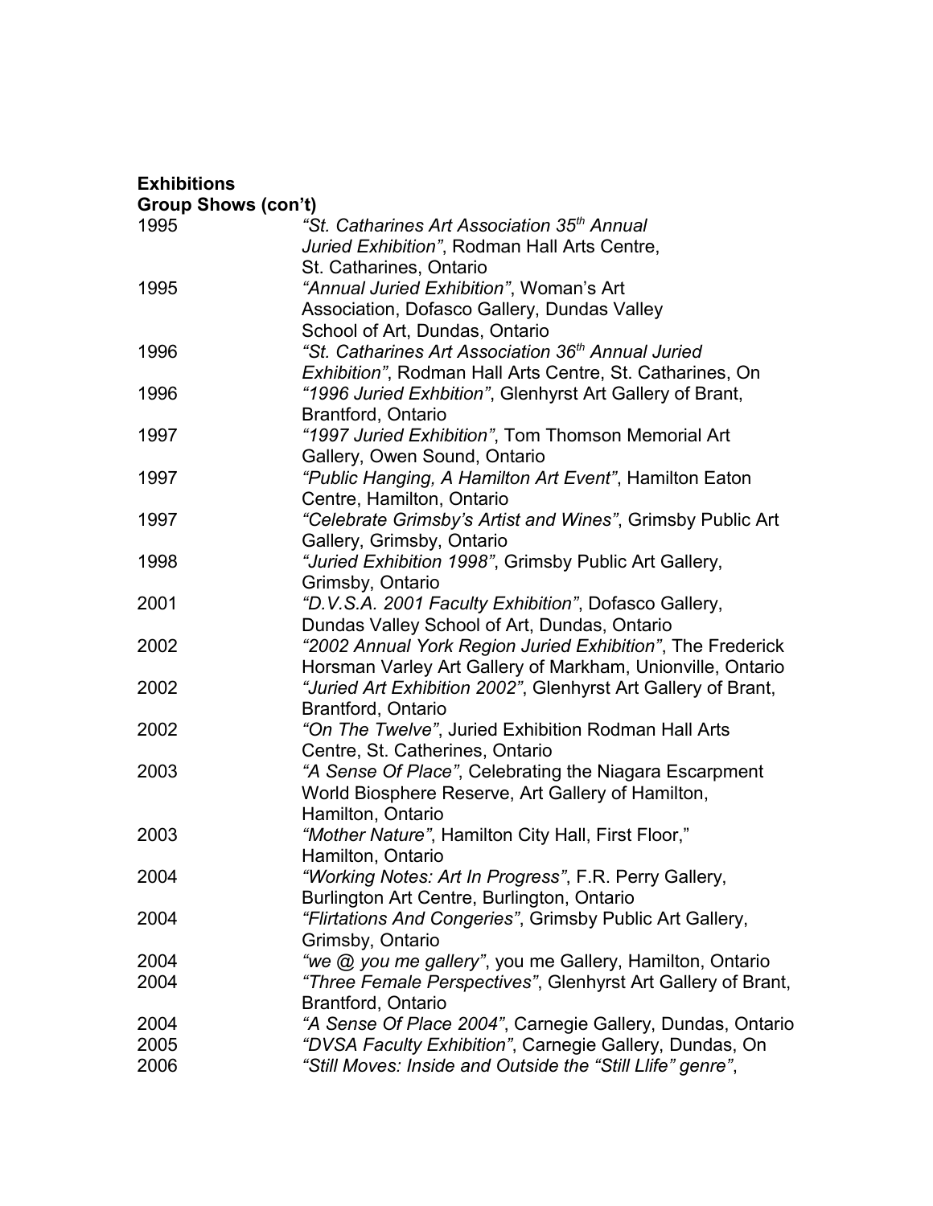**Exhibitions**

**Group Shows (con't)**

| | |
|---|---|
| 1995 | *"St. Catharines Art Association 35th Annual Juried Exhibition"*, Rodman Hall Arts Centre, St. Catharines, Ontario |
| 1995 | *"Annual Juried Exhibition"*, Woman's Art Association, Dofasco Gallery, Dundas Valley School of Art, Dundas, Ontario |
| 1996 | *"St. Catharines Art Association 36th Annual Juried Exhibition"*, Rodman Hall Arts Centre, St. Catharines, On |
| 1996 | *"1996 Juried Exhbition"*, Glenhyrst Art Gallery of Brant, Brantford, Ontario |
| 1997 | *"1997 Juried Exhibition"*, Tom Thomson Memorial Art Gallery, Owen Sound, Ontario |
| 1997 | *"Public Hanging, A Hamilton Art Event"*, Hamilton Eaton Centre, Hamilton, Ontario |
| 1997 | *"Celebrate Grimsby's Artist and Wines"*, Grimsby Public Art Gallery, Grimsby, Ontario |
| 1998 | *"Juried Exhibition 1998"*, Grimsby Public Art Gallery, Grimsby, Ontario |
| 2001 | *"D.V.S.A. 2001 Faculty Exhibition"*, Dofasco Gallery, Dundas Valley School of Art, Dundas, Ontario |
| 2002 | *"2002 Annual York Region Juried Exhibition"*, The Frederick Horsman Varley Art Gallery of Markham, Unionville, Ontario |
| 2002 | *"Juried Art Exhibition 2002"*, Glenhyrst Art Gallery of Brant, Brantford, Ontario |
| 2002 | *"On The Twelve"*, Juried Exhibition Rodman Hall Arts Centre, St. Catherines, Ontario |
| 2003 | *"A Sense Of Place"*, Celebrating the Niagara Escarpment World Biosphere Reserve, Art Gallery of Hamilton, Hamilton, Ontario |
| 2003 | *"Mother Nature"*, Hamilton City Hall, First Floor," Hamilton, Ontario |
| 2004 | *"Working Notes: Art In Progress"*, F.R. Perry Gallery, Burlington Art Centre, Burlington, Ontario |
| 2004 | *"Flirtations And Congeries"*, Grimsby Public Art Gallery, Grimsby, Ontario |
| 2004 | *"we @ you me gallery"*, you me Gallery, Hamilton, Ontario |
| 2004 | *"Three Female Perspectives"*, Glenhyrst Art Gallery of Brant, Brantford, Ontario |
| 2004 | *"A Sense Of Place 2004"*, Carnegie Gallery, Dundas, Ontario |
| 2005 | *"DVSA Faculty Exhibition"*, Carnegie Gallery, Dundas, On |
| 2006 | *"Still Moves: Inside and Outside the "Still LIfe" genre"*, |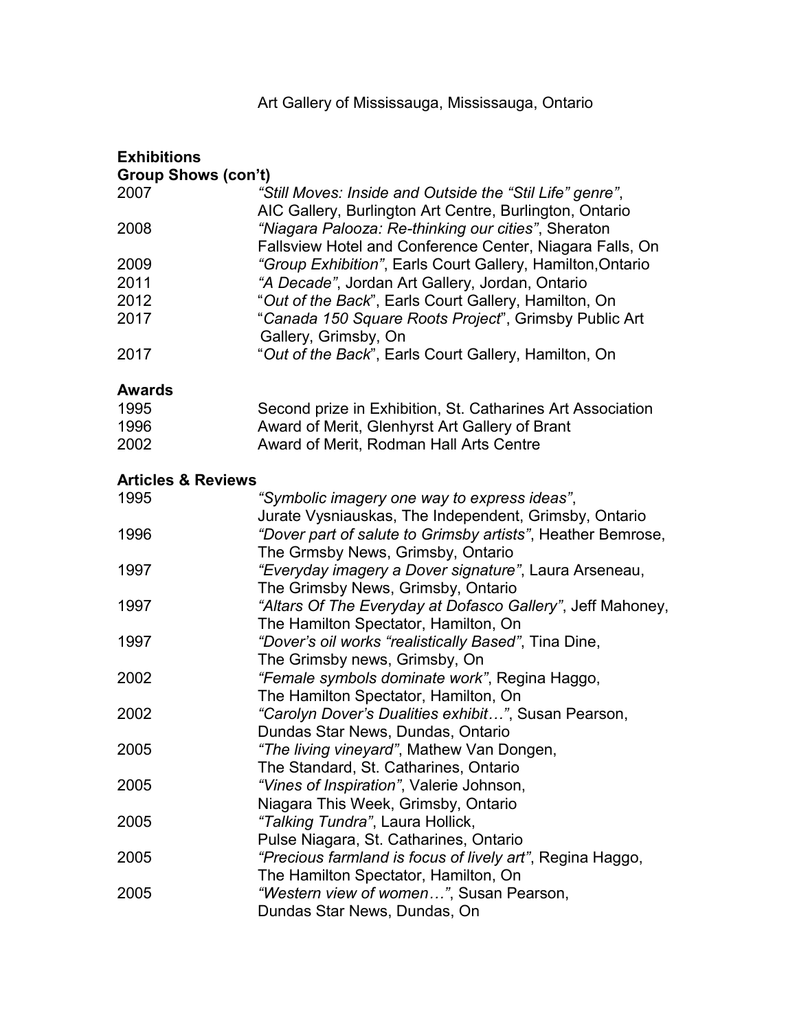Art Gallery of Mississauga, Mississauga, Ontario

**Exhibitions**

**Group Shows (con't)**

2007 *"Still Moves: Inside and Outside the "Stil Life" genre"*, AIC Gallery, Burlington Art Centre, Burlington, Ontario

2008 *"Niagara Palooza: Re-thinking our cities"*, Sheraton Fallsview Hotel and Conference Center, Niagara Falls, On

2009 *"Group Exhibition"*, Earls Court Gallery, Hamilton,Ontario

2011 *"A Decade"*, Jordan Art Gallery, Jordan, Ontario

2012 "*Out of the Back*", Earls Court Gallery, Hamilton, On

2017 "*Canada 150 Square Roots Project*", Grimsby Public Art Gallery, Grimsby, On

2017 "*Out of the Back*", Earls Court Gallery, Hamilton, On

**Awards**

1995 Second prize in Exhibition, St. Catharines Art Association

1996 Award of Merit, Glenhyrst Art Gallery of Brant

2002 Award of Merit, Rodman Hall Arts Centre

**Articles & Reviews**

1995 *"Symbolic imagery one way to express ideas"*, Jurate Vysniauskas, The Independent, Grimsby, Ontario

1996 *"Dover part of salute to Grimsby artists"*, Heather Bemrose, The Grmsby News, Grimsby, Ontario

1997 *"Everyday imagery a Dover signature"*, Laura Arseneau, The Grimsby News, Grimsby, Ontario

1997 *"Altars Of The Everyday at Dofasco Gallery"*, Jeff Mahoney, The Hamilton Spectator, Hamilton, On

1997 *"Dover's oil works "realistically Based"*, Tina Dine, The Grimsby news, Grimsby, On

2002 *"Female symbols dominate work"*, Regina Haggo, The Hamilton Spectator, Hamilton, On

2002 *"Carolyn Dover's Dualities exhibit…"*, Susan Pearson, Dundas Star News, Dundas, Ontario

2005 *"The living vineyard"*, Mathew Van Dongen, The Standard, St. Catharines, Ontario

2005 *"Vines of Inspiration"*, Valerie Johnson, Niagara This Week, Grimsby, Ontario

2005 *"Talking Tundra"*, Laura Hollick, Pulse Niagara, St. Catharines, Ontario

2005 *"Precious farmland is focus of lively art"*, Regina Haggo, The Hamilton Spectator, Hamilton, On

2005 *"Western view of women…"*, Susan Pearson, Dundas Star News, Dundas, On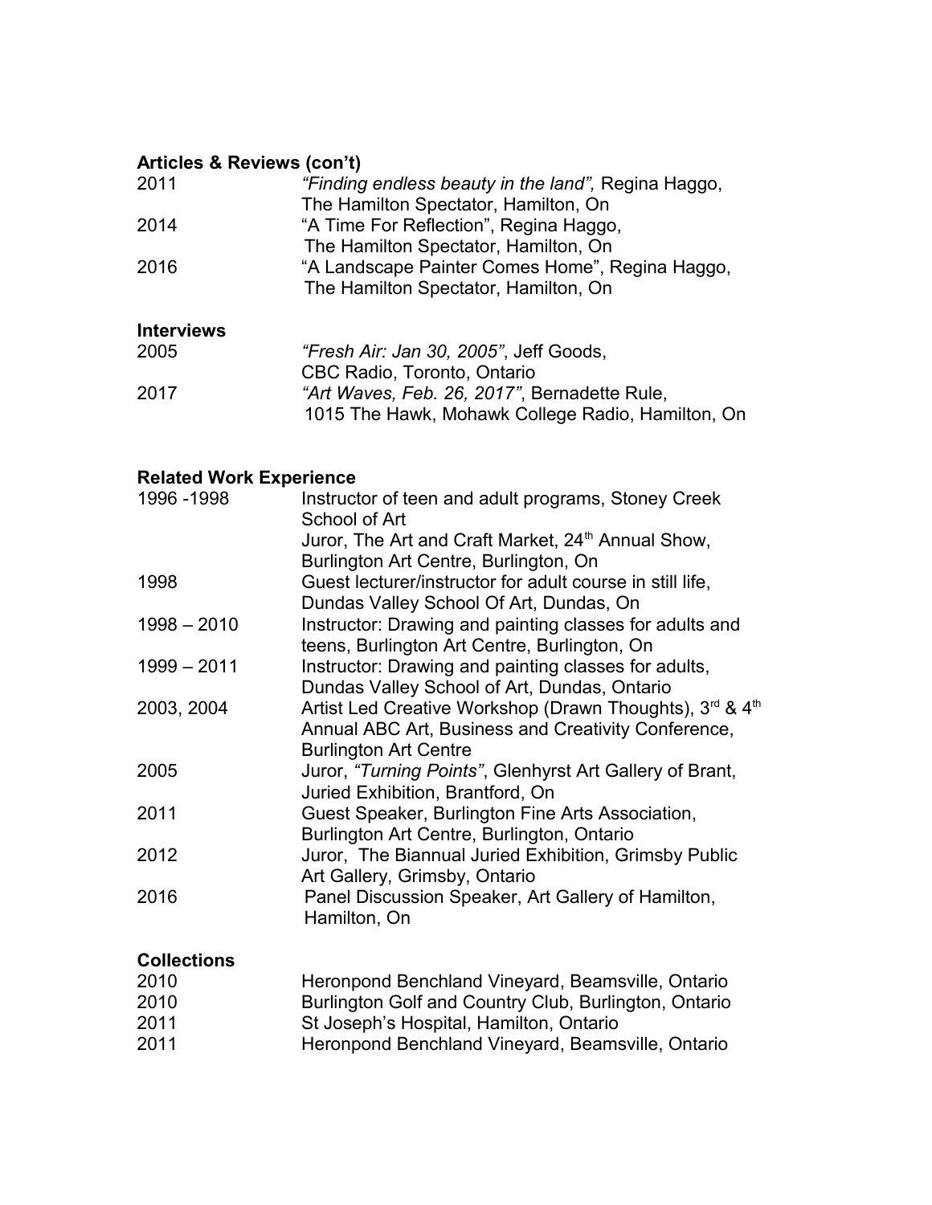**Articles & Reviews (con't)**

| | |
|---|---|
| 2011 | *"Finding endless beauty in the land",* Regina Haggo, The Hamilton Spectator, Hamilton, On |
| 2014 | "A Time For Reflection", Regina Haggo, The Hamilton Spectator, Hamilton, On |
| 2016 | "A Landscape Painter Comes Home", Regina Haggo, The Hamilton Spectator, Hamilton, On |

**Interviews**

| | |
|---|---|
| 2005 | *"Fresh Air: Jan 30, 2005"*, Jeff Goods, CBC Radio, Toronto, Ontario |
| 2017 | *"Art Waves, Feb. 26, 2017"*, Bernadette Rule, 1015 The Hawk, Mohawk College Radio, Hamilton, On |

**Related Work Experience**

| | |
|---|---|
| 1996 -1998 | Instructor of teen and adult programs, Stoney Creek School of Art |
| | Juror, The Art and Craft Market, 24th Annual Show, Burlington Art Centre, Burlington, On |
| 1998 | Guest lecturer/instructor for adult course in still life, Dundas Valley School Of Art, Dundas, On |
| 1998 – 2010 | Instructor: Drawing and painting classes for adults and teens, Burlington Art Centre, Burlington, On |
| 1999 – 2011 | Instructor: Drawing and painting classes for adults, Dundas Valley School of Art, Dundas, Ontario |
| 2003, 2004 | Artist Led Creative Workshop (Drawn Thoughts), 3rd & 4th Annual ABC Art, Business and Creativity Conference, Burlington Art Centre |
| 2005 | Juror, *"Turning Points"*, Glenhyrst Art Gallery of Brant, Juried Exhibition, Brantford, On |
| 2011 | Guest Speaker, Burlington Fine Arts Association, Burlington Art Centre, Burlington, Ontario |
| 2012 | Juror, The Biannual Juried Exhibition, Grimsby Public Art Gallery, Grimsby, Ontario |
| 2016 | Panel Discussion Speaker, Art Gallery of Hamilton, Hamilton, On |

**Collections**

| | |
|---|---|
| 2010 | Heronpond Benchland Vineyard, Beamsville, Ontario |
| 2010 | Burlington Golf and Country Club, Burlington, Ontario |
| 2011 | St Joseph's Hospital, Hamilton, Ontario |
| 2011 | Heronpond Benchland Vineyard, Beamsville, Ontario |